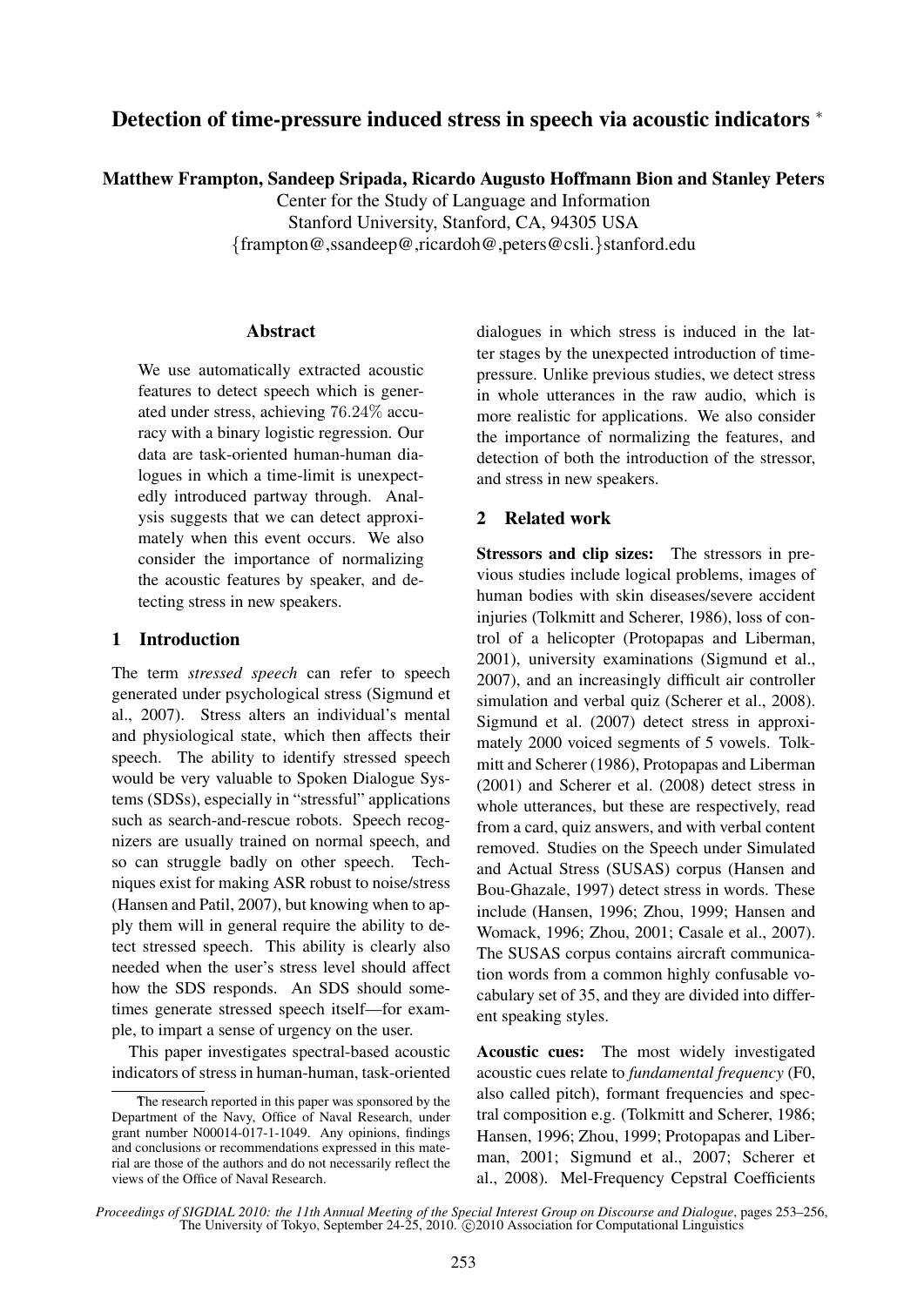# Detection of time-pressure induced stress in speech via acoustic indicators *

**Matthew Frampton, Sandeep Sripada, Ricardo Augusto Hoffmann Bion and Stanley Peters**

Center for the Study of Language and Information
Stanford University, Stanford, CA, 94305 USA
{frampton@,ssandeep@,ricardoh@,peters@csli.}stanford.edu

## Abstract

We use automatically extracted acoustic features to detect speech which is generated under stress, achieving 76.24% accuracy with a binary logistic regression. Our data are task-oriented human-human dialogues in which a time-limit is unexpectedly introduced partway through. Analysis suggests that we can detect approximately when this event occurs. We also consider the importance of normalizing the acoustic features by speaker, and detecting stress in new speakers.

## 1 Introduction

The term *stressed speech* can refer to speech generated under psychological stress (Sigmund et al., 2007). Stress alters an individual's mental and physiological state, which then affects their speech. The ability to identify stressed speech would be very valuable to Spoken Dialogue Systems (SDSs), especially in "stressful" applications such as search-and-rescue robots. Speech recognizers are usually trained on normal speech, and so can struggle badly on other speech. Techniques exist for making ASR robust to noise/stress (Hansen and Patil, 2007), but knowing when to apply them will in general require the ability to detect stressed speech. This ability is clearly also needed when the user's stress level should affect how the SDS responds. An SDS should sometimes generate stressed speech itself—for example, to impart a sense of urgency on the user.

This paper investigates spectral-based acoustic indicators of stress in human-human, task-oriented dialogues in which stress is induced in the latter stages by the unexpected introduction of time-pressure. Unlike previous studies, we detect stress in whole utterances in the raw audio, which is more realistic for applications. We also consider the importance of normalizing the features, and detection of both the introduction of the stressor, and stress in new speakers.

## 2 Related work

**Stressors and clip sizes:** The stressors in previous studies include logical problems, images of human bodies with skin diseases/severe accident injuries (Tolkmitt and Scherer, 1986), loss of control of a helicopter (Protopapas and Liberman, 2001), university examinations (Sigmund et al., 2007), and an increasingly difficult air controller simulation and verbal quiz (Scherer et al., 2008). Sigmund et al. (2007) detect stress in approximately 2000 voiced segments of 5 vowels. Tolkmitt and Scherer (1986), Protopapas and Liberman (2001) and Scherer et al. (2008) detect stress in whole utterances, but these are respectively, read from a card, quiz answers, and with verbal content removed. Studies on the Speech under Simulated and Actual Stress (SUSAS) corpus (Hansen and Bou-Ghazale, 1997) detect stress in words. These include (Hansen, 1996; Zhou, 1999; Hansen and Womack, 1996; Zhou, 2001; Casale et al., 2007). The SUSAS corpus contains aircraft communication words from a common highly confusable vocabulary set of 35, and they are divided into different speaking styles.

**Acoustic cues:** The most widely investigated acoustic cues relate to *fundamental frequency* (F0, also called pitch), formant frequencies and spectral composition e.g. (Tolkmitt and Scherer, 1986; Hansen, 1996; Zhou, 1999; Protopapas and Liberman, 2001; Sigmund et al., 2007; Scherer et al., 2008). Mel-Frequency Cepstral Coefficients

*The research reported in this paper was sponsored by the Department of the Navy, Office of Naval Research, under grant number N00014-017-1-1049. Any opinions, findings and conclusions or recommendations expressed in this material are those of the authors and do not necessarily reflect the views of the Office of Naval Research.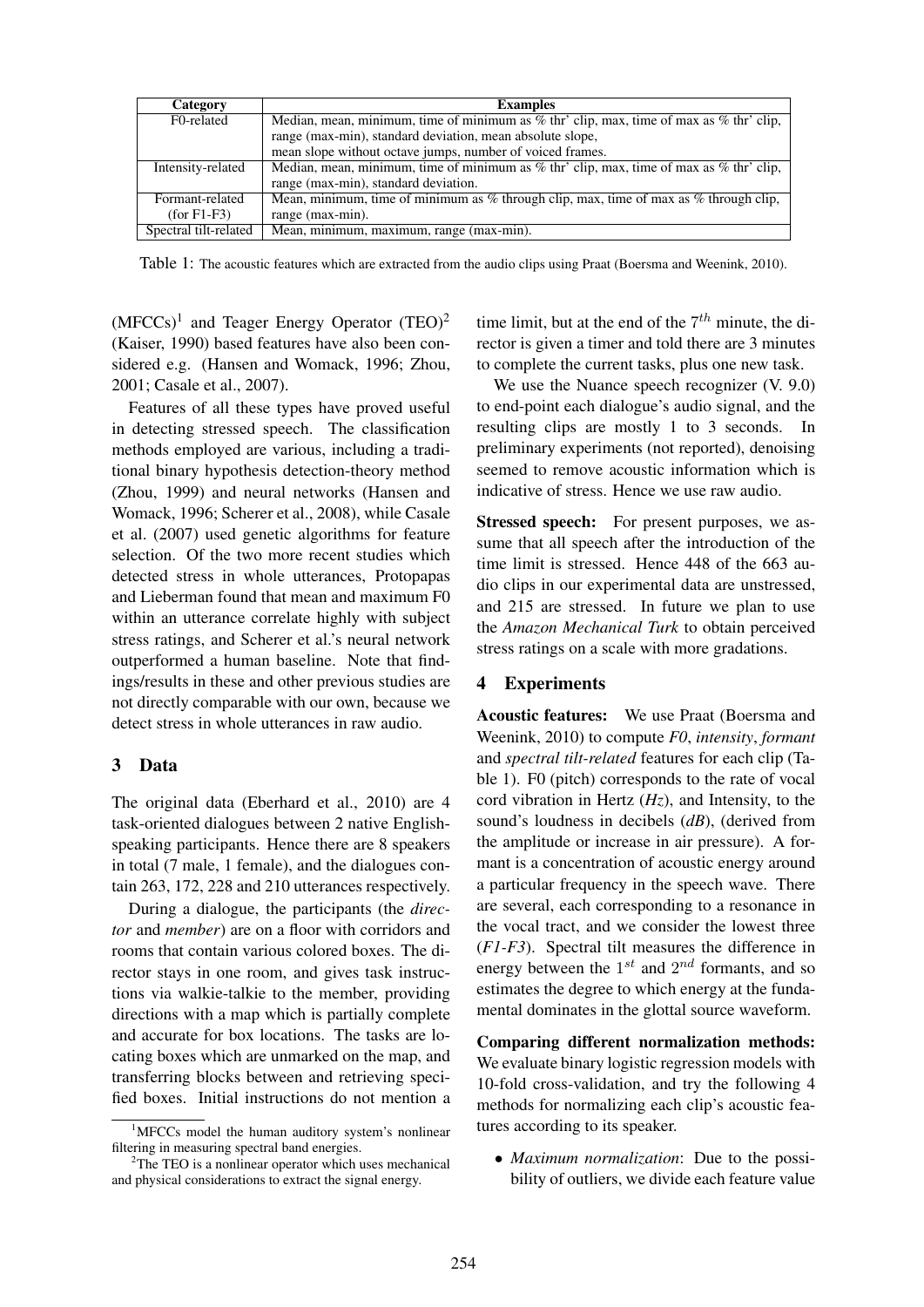| Category | Examples |
|---|---|
| F0-related | Median, mean, minimum, time of minimum as % thr' clip, max, time of max as % thr' clip, range (max-min), standard deviation, mean absolute slope, mean slope without octave jumps, number of voiced frames. |
| Intensity-related | Median, mean, minimum, time of minimum as % thr' clip, max, time of max as % thr' clip, range (max-min), standard deviation. |
| Formant-related (for F1-F3) | Mean, minimum, time of minimum as % through clip, max, time of max as % through clip, range (max-min). |
| Spectral tilt-related | Mean, minimum, maximum, range (max-min). |

Table 1: The acoustic features which are extracted from the audio clips using Praat (Boersma and Weenink, 2010).

(MFCCs)[1] and Teager Energy Operator (TEO)[2] (Kaiser, 1990) based features have also been considered e.g. (Hansen and Womack, 1996; Zhou, 2001; Casale et al., 2007).

Features of all these types have proved useful in detecting stressed speech. The classification methods employed are various, including a traditional binary hypothesis detection-theory method (Zhou, 1999) and neural networks (Hansen and Womack, 1996; Scherer et al., 2008), while Casale et al. (2007) used genetic algorithms for feature selection. Of the two more recent studies which detected stress in whole utterances, Protopapas and Lieberman found that mean and maximum F0 within an utterance correlate highly with subject stress ratings, and Scherer et al.'s neural network outperformed a human baseline. Note that findings/results in these and other previous studies are not directly comparable with our own, because we detect stress in whole utterances in raw audio.

## 3 Data

The original data (Eberhard et al., 2010) are 4 task-oriented dialogues between 2 native English-speaking participants. Hence there are 8 speakers in total (7 male, 1 female), and the dialogues contain 263, 172, 228 and 210 utterances respectively.

During a dialogue, the participants (the *director* and *member*) are on a floor with corridors and rooms that contain various colored boxes. The director stays in one room, and gives task instructions via walkie-talkie to the member, providing directions with a map which is partially complete and accurate for box locations. The tasks are locating boxes which are unmarked on the map, and transferring blocks between and retrieving specified boxes. Initial instructions do not mention a time limit, but at the end of the $7^{th}$ minute, the director is given a timer and told there are 3 minutes to complete the current tasks, plus one new task.

We use the Nuance speech recognizer (V. 9.0) to end-point each dialogue's audio signal, and the resulting clips are mostly 1 to 3 seconds. In preliminary experiments (not reported), denoising seemed to remove acoustic information which is indicative of stress. Hence we use raw audio.

**Stressed speech:** For present purposes, we assume that all speech after the introduction of the time limit is stressed. Hence 448 of the 663 audio clips in our experimental data are unstressed, and 215 are stressed. In future we plan to use the *Amazon Mechanical Turk* to obtain perceived stress ratings on a scale with more gradations.

## 4 Experiments

**Acoustic features:** We use Praat (Boersma and Weenink, 2010) to compute *F0*, *intensity*, *formant* and *spectral tilt-related* features for each clip (Table 1). F0 (pitch) corresponds to the rate of vocal cord vibration in Hertz (*Hz*), and Intensity, to the sound's loudness in decibels (*dB*), (derived from the amplitude or increase in air pressure). A formant is a concentration of acoustic energy around a particular frequency in the speech wave. There are several, each corresponding to a resonance in the vocal tract, and we consider the lowest three (*F1-F3*). Spectral tilt measures the difference in energy between the $1^{st}$ and $2^{nd}$ formants, and so estimates the degree to which energy at the fundamental dominates in the glottal source waveform.

**Comparing different normalization methods:** We evaluate binary logistic regression models with 10-fold cross-validation, and try the following 4 methods for normalizing each clip's acoustic features according to its speaker.

- *Maximum normalization*: Due to the possibility of outliers, we divide each feature value

[1] MFCCs model the human auditory system's nonlinear filtering in measuring spectral band energies.

[2] The TEO is a nonlinear operator which uses mechanical and physical considerations to extract the signal energy.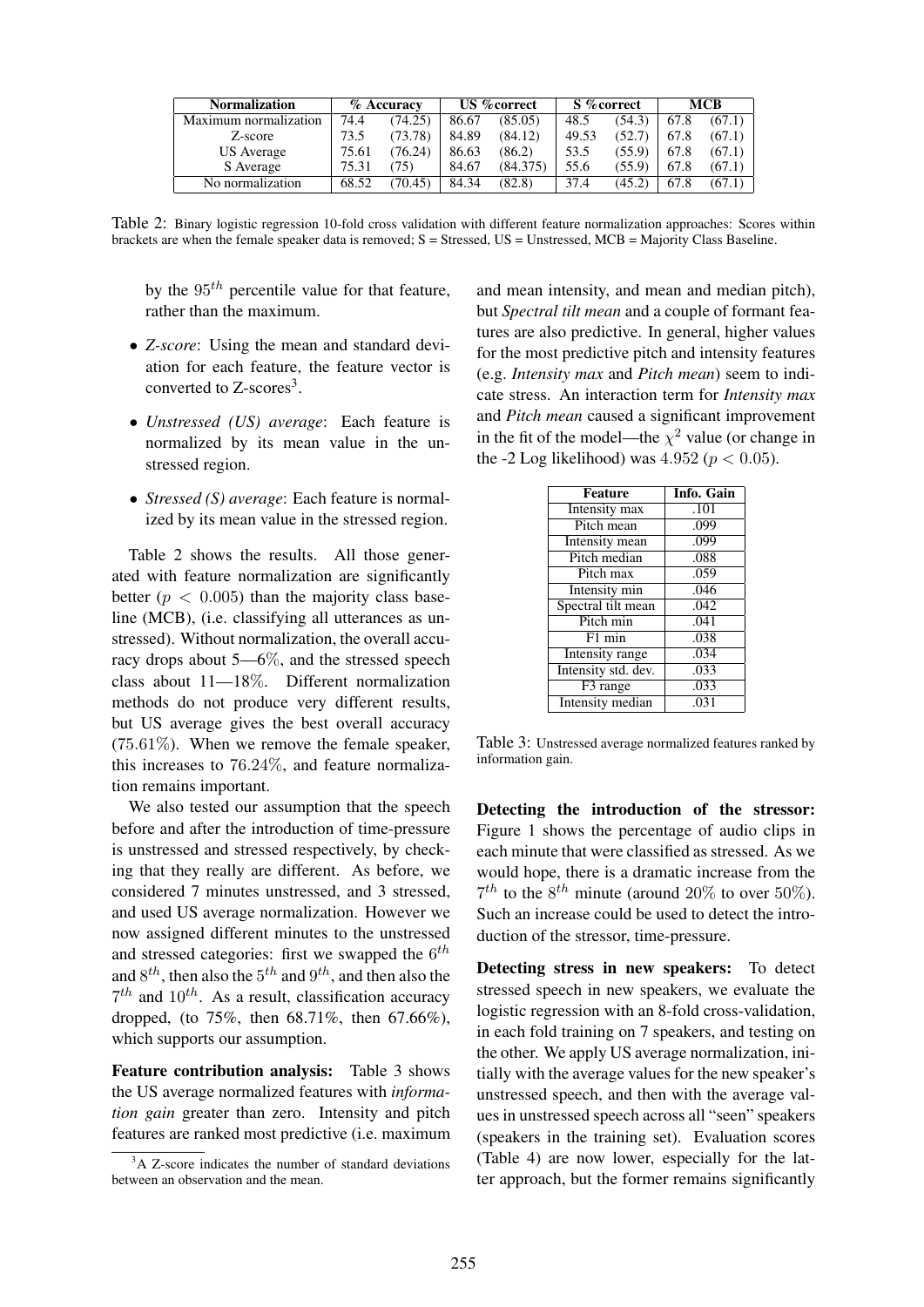| Normalization | % Accuracy | | US %correct | | S %correct | | MCB | |
|---|---|---|---|---|---|---|---|---|
| Maximum normalization | 74.4 | (74.25) | 86.67 | (85.05) | 48.5 | (54.3) | 67.8 | (67.1) |
| Z-score | 73.5 | (73.78) | 84.89 | (84.12) | 49.53 | (52.7) | 67.8 | (67.1) |
| US Average | 75.61 | (76.24) | 86.63 | (86.2) | 53.5 | (55.9) | 67.8 | (67.1) |
| S Average | 75.31 | (75) | 84.67 | (84.375) | 55.6 | (55.9) | 67.8 | (67.1) |
| No normalization | 68.52 | (70.45) | 84.34 | (82.8) | 37.4 | (45.2) | 67.8 | (67.1) |

Table 2: Binary logistic regression 10-fold cross validation with different feature normalization approaches: Scores within brackets are when the female speaker data is removed; S = Stressed, US = Unstressed, MCB = Majority Class Baseline.

by the $95^{th}$ percentile value for that feature, rather than the maximum.

- *Z-score*: Using the mean and standard deviation for each feature, the feature vector is converted to Z-scores[3].
- *Unstressed (US) average*: Each feature is normalized by its mean value in the unstressed region.
- *Stressed (S) average*: Each feature is normalized by its mean value in the stressed region.

Table 2 shows the results. All those generated with feature normalization are significantly better ($p < 0.005$) than the majority class baseline (MCB), (i.e. classifying all utterances as unstressed). Without normalization, the overall accuracy drops about 5—6%, and the stressed speech class about 11—18%. Different normalization methods do not produce very different results, but US average gives the best overall accuracy (75.61%). When we remove the female speaker, this increases to 76.24%, and feature normalization remains important.

We also tested our assumption that the speech before and after the introduction of time-pressure is unstressed and stressed respectively, by checking that they really are different. As before, we considered 7 minutes unstressed, and 3 stressed, and used US average normalization. However we now assigned different minutes to the unstressed and stressed categories: first we swapped the $6^{th}$ and $8^{th}$, then also the $5^{th}$ and $9^{th}$, and then also the $7^{th}$ and $10^{th}$. As a result, classification accuracy dropped, (to 75%, then 68.71%, then 67.66%), which supports our assumption.

**Feature contribution analysis:** Table 3 shows the US average normalized features with *information gain* greater than zero. Intensity and pitch features are ranked most predictive (i.e. maximum and mean intensity, and mean and median pitch), but *Spectral tilt mean* and a couple of formant features are also predictive. In general, higher values for the most predictive pitch and intensity features (e.g. *Intensity max* and *Pitch mean*) seem to indicate stress. An interaction term for *Intensity max* and *Pitch mean* caused a significant improvement in the fit of the model—the $\chi^2$ value (or change in the -2 Log likelihood) was $4.952$ ($p < 0.05$).

| Feature | Info. Gain |
|---|---|
| Intensity max | .101 |
| Pitch mean | .099 |
| Intensity mean | .099 |
| Pitch median | .088 |
| Pitch max | .059 |
| Intensity min | .046 |
| Spectral tilt mean | .042 |
| Pitch min | .041 |
| F1 min | .038 |
| Intensity range | .034 |
| Intensity std. dev. | .033 |
| F3 range | .033 |
| Intensity median | .031 |

Table 3: Unstressed average normalized features ranked by information gain.

**Detecting the introduction of the stressor:** Figure 1 shows the percentage of audio clips in each minute that were classified as stressed. As we would hope, there is a dramatic increase from the $7^{th}$ to the $8^{th}$ minute (around 20% to over 50%). Such an increase could be used to detect the introduction of the stressor, time-pressure.

**Detecting stress in new speakers:** To detect stressed speech in new speakers, we evaluate the logistic regression with an 8-fold cross-validation, in each fold training on 7 speakers, and testing on the other. We apply US average normalization, initially with the average values for the new speaker's unstressed speech, and then with the average values in unstressed speech across all "seen" speakers (speakers in the training set). Evaluation scores (Table 4) are now lower, especially for the latter approach, but the former remains significantly

[3] A Z-score indicates the number of standard deviations between an observation and the mean.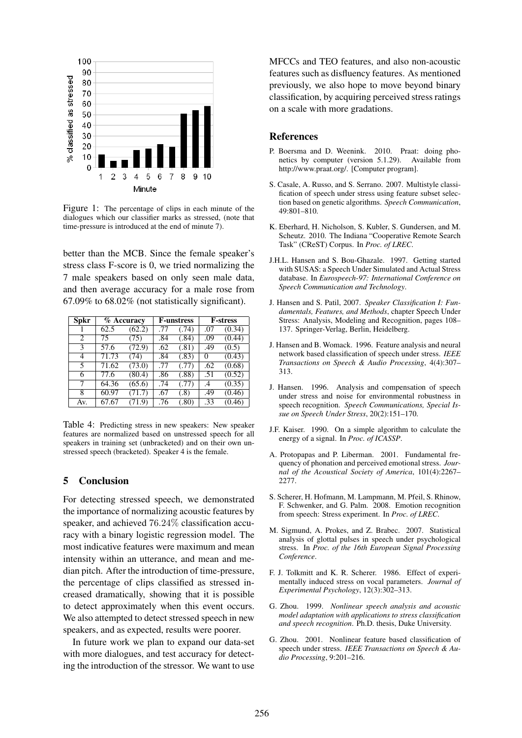100
90
80
70
60
50
40
30
20
10
0

% classified as stressed

1 2 3 4 5 6 7 8 9 10

Minute

Figure 1: The percentage of clips in each minute of the dialogues which our classifier marks as stressed, (note that time-pressure is introduced at the end of minute 7).

better than the MCB. Since the female speaker's stress class F-score is 0, we tried normalizing the 7 male speakers based on only seen male data, and then average accuracy for a male rose from 67.09% to 68.02% (not statistically significant).

| Spkr | % Accuracy | | F-unstress | | F-stress | |
|---|---|---|---|---|---|---|
| 1 | 62.5 | (62.2) | .77 | (.74) | .07 | (0.34) |
| 2 | 75 | (75) | .84 | (.84) | .09 | (0.44) |
| 3 | 57.6 | (72.9) | .62 | (.81) | .49 | (0.5) |
| 4 | 71.73 | (74) | .84 | (.83) | 0 | (0.43) |
| 5 | 71.62 | (73.0) | .77 | (.77) | .62 | (0.68) |
| 6 | 77.6 | (80.4) | .86 | (.88) | .51 | (0.52) |
| 7 | 64.36 | (65.6) | .74 | (.77) | .4 | (0.35) |
| 8 | 60.97 | (71.7) | .67 | (.8) | .49 | (0.46) |
| Av. | 67.67 | (71.9) | .76 | (.80) | .33 | (0.46) |

Table 4: Predicting stress in new speakers: New speaker features are normalized based on unstressed speech for all speakers in training set (unbracketed) and on their own unstressed speech (bracketed). Speaker 4 is the female.

## 5 Conclusion

For detecting stressed speech, we demonstrated the importance of normalizing acoustic features by speaker, and achieved 76.24% classification accuracy with a binary logistic regression model. The most indicative features were maximum and mean intensity within an utterance, and mean and median pitch. After the introduction of time-pressure, the percentage of clips classified as stressed increased dramatically, showing that it is possible to detect approximately when this event occurs. We also attempted to detect stressed speech in new speakers, and as expected, results were poorer.

In future work we plan to expand our data-set with more dialogues, and test accuracy for detecting the introduction of the stressor. We want to use MFCCs and TEO features, and also non-acoustic features such as disfluency features. As mentioned previously, we also hope to move beyond binary classification, by acquiring perceived stress ratings on a scale with more gradations.

## References

P. Boersma and D. Weenink. 2010. Praat: doing phonetics by computer (version 5.1.29). Available from http://www.praat.org/. [Computer program].

S. Casale, A. Russo, and S. Serrano. 2007. Multistyle classification of speech under stress using feature subset selection based on genetic algorithms. *Speech Communication*, 49:801–810.

K. Eberhard, H. Nicholson, S. Kubler, S. Gundersen, and M. Scheutz. 2010. The Indiana "Cooperative Remote Search Task" (CReST) Corpus. In *Proc. of LREC*.

J.H.L. Hansen and S. Bou-Ghazale. 1997. Getting started with SUSAS: a Speech Under Simulated and Actual Stress database. In *Eurospeech-97: International Conference on Speech Communication and Technology*.

J. Hansen and S. Patil, 2007. *Speaker Classification I: Fundamentals, Features, and Methods*, chapter Speech Under Stress: Analysis, Modeling and Recognition, pages 108–137. Springer-Verlag, Berlin, Heidelberg.

J. Hansen and B. Womack. 1996. Feature analysis and neural network based classification of speech under stress. *IEEE Transactions on Speech & Audio Processing*, 4(4):307–313.

J. Hansen. 1996. Analysis and compensation of speech under stress and noise for environmental robustness in speech recognition. *Speech Communications, Special Issue on Speech Under Stress*, 20(2):151–170.

J.F. Kaiser. 1990. On a simple algorithm to calculate the energy of a signal. In *Proc. of ICASSP*.

A. Protopapas and P. Liberman. 2001. Fundamental frequency of phonation and perceived emotional stress. *Journal of the Acoustical Society of America*, 101(4):2267–2277.

S. Scherer, H. Hofmann, M. Lampmann, M. Pfeil, S. Rhinow, F. Schwenker, and G. Palm. 2008. Emotion recognition from speech: Stress experiment. In *Proc. of LREC*.

M. Sigmund, A. Prokes, and Z. Brabec. 2007. Statistical analysis of glottal pulses in speech under psychological stress. In *Proc. of the 16th European Signal Processing Conference*.

F. J. Tolkmitt and K. R. Scherer. 1986. Effect of experimentally induced stress on vocal parameters. *Journal of Experimental Psychology*, 12(3):302–313.

G. Zhou. 1999. *Nonlinear speech analysis and acoustic model adaptation with applications to stress classification and speech recognition*. Ph.D. thesis, Duke University.

G. Zhou. 2001. Nonlinear feature based classification of speech under stress. *IEEE Transactions on Speech & Audio Processing*, 9:201–216.